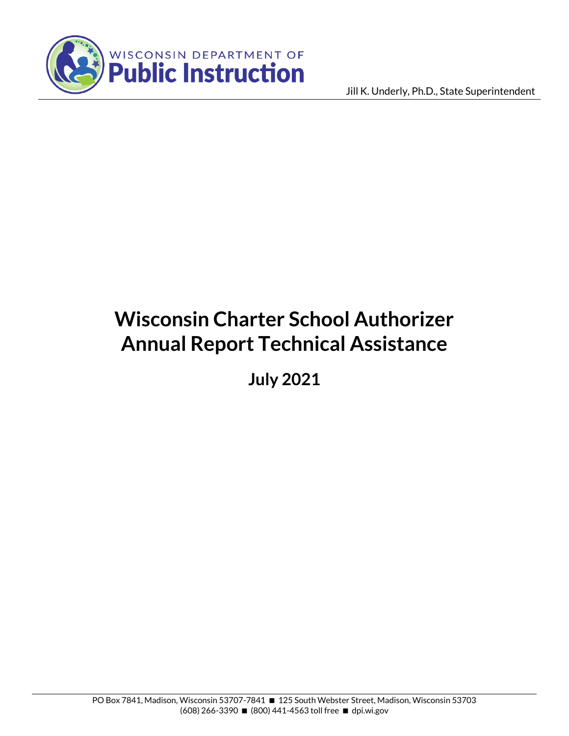WISCONSIN DEPARTMENT OF
**Public Instruction**

Jill K. Underly, Ph.D., State Superintendent

# Wisconsin Charter School Authorizer Annual Report Technical Assistance

## July 2021

PO Box 7841, Madison, Wisconsin 53707-7841 ■ 125 South Webster Street, Madison, Wisconsin 53703
(608) 266-3390 ■ (800) 441-4563 toll free ■ dpi.wi.gov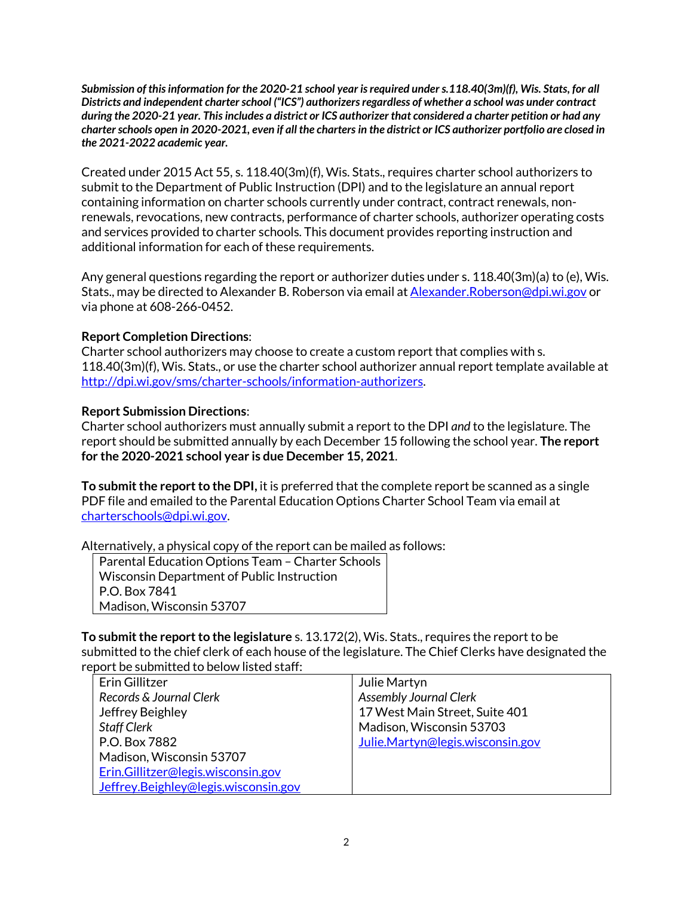***Submission of this information for the 2020-21 school year is required under s.118.40(3m)(f), Wis. Stats, for all Districts and independent charter school ("ICS") authorizers regardless of whether a school was under contract during the 2020-21 year. This includes a district or ICS authorizer that considered a charter petition or had any charter schools open in 2020-2021, even if all the charters in the district or ICS authorizer portfolio are closed in the 2021-2022 academic year.***

Created under 2015 Act 55, s. 118.40(3m)(f), Wis. Stats., requires charter school authorizers to submit to the Department of Public Instruction (DPI) and to the legislature an annual report containing information on charter schools currently under contract, contract renewals, non-renewals, revocations, new contracts, performance of charter schools, authorizer operating costs and services provided to charter schools. This document provides reporting instruction and additional information for each of these requirements.

Any general questions regarding the report or authorizer duties under s. 118.40(3m)(a) to (e), Wis. Stats., may be directed to Alexander B. Roberson via email at Alexander.Roberson@dpi.wi.gov or via phone at 608-266-0452.

**Report Completion Directions**:
Charter school authorizers may choose to create a custom report that complies with s. 118.40(3m)(f), Wis. Stats., or use the charter school authorizer annual report template available at http://dpi.wi.gov/sms/charter-schools/information-authorizers.

**Report Submission Directions**:
Charter school authorizers must annually submit a report to the DPI *and* to the legislature. The report should be submitted annually by each December 15 following the school year. **The report for the 2020-2021 school year is due December 15, 2021**.

**To submit the report to the DPI**, it is preferred that the complete report be scanned as a single PDF file and emailed to the Parental Education Options Charter School Team via email at charterschools@dpi.wi.gov.

Alternatively, a physical copy of the report can be mailed as follows:

| Parental Education Options Team – Charter Schools<br>Wisconsin Department of Public Instruction<br>P.O. Box 7841<br>Madison, Wisconsin 53707 |
|---|

**To submit the report to the legislature** s. 13.172(2), Wis. Stats., requires the report to be submitted to the chief clerk of each house of the legislature. The Chief Clerks have designated the report be submitted to below listed staff:

| Erin Gillitzer<br>*Records & Journal Clerk*<br>Jeffrey Beighley<br>*Staff Clerk*<br>P.O. Box 7882<br>Madison, Wisconsin 53707<br>Erin.Gillitzer@legis.wisconsin.gov<br>Jeffrey.Beighley@legis.wisconsin.gov | Julie Martyn<br>*Assembly Journal Clerk*<br>17 West Main Street, Suite 401<br>Madison, Wisconsin 53703<br>Julie.Martyn@legis.wisconsin.gov |
|---|---|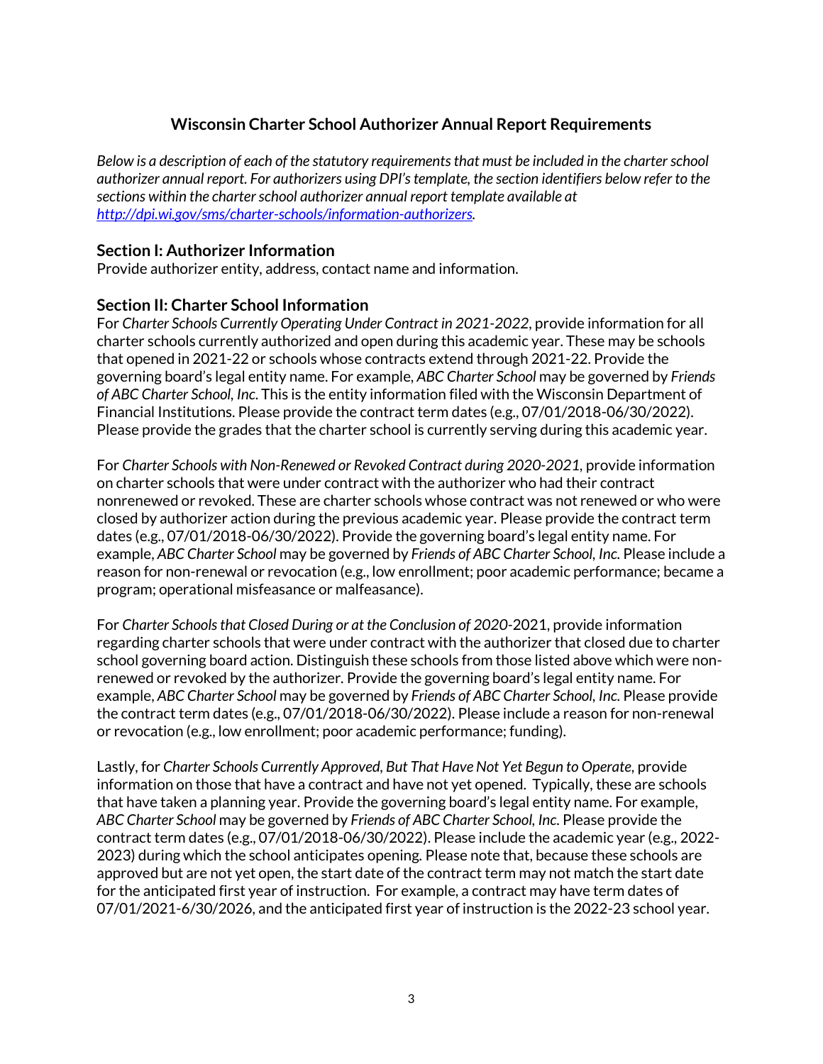# Wisconsin Charter School Authorizer Annual Report Requirements

*Below is a description of each of the statutory requirements that must be included in the charter school authorizer annual report. For authorizers using DPI's template, the section identifiers below refer to the sections within the charter school authorizer annual report template available at [http://dpi.wi.gov/sms/charter-schools/information-authorizers](http://dpi.wi.gov/sms/charter-schools/information-authorizers).*

## Section I: Authorizer Information

Provide authorizer entity, address, contact name and information.

## Section II: Charter School Information

For *Charter Schools Currently Operating Under Contract in 2021-2022*, provide information for all charter schools currently authorized and open during this academic year. These may be schools that opened in 2021-22 or schools whose contracts extend through 2021-22. Provide the governing board's legal entity name. For example, *ABC Charter School* may be governed by *Friends of ABC Charter School, Inc.* This is the entity information filed with the Wisconsin Department of Financial Institutions. Please provide the contract term dates (e.g., 07/01/2018-06/30/2022). Please provide the grades that the charter school is currently serving during this academic year.

For *Charter Schools with Non-Renewed or Revoked Contract during 2020-2021*, provide information on charter schools that were under contract with the authorizer who had their contract nonrenewed or revoked. These are charter schools whose contract was not renewed or who were closed by authorizer action during the previous academic year. Please provide the contract term dates (e.g., 07/01/2018-06/30/2022). Provide the governing board's legal entity name. For example, *ABC Charter School* may be governed by *Friends of ABC Charter School, Inc.* Please include a reason for non-renewal or revocation (e.g., low enrollment; poor academic performance; became a program; operational misfeasance or malfeasance).

For *Charter Schools that Closed During or at the Conclusion of 2020*-2021, provide information regarding charter schools that were under contract with the authorizer that closed due to charter school governing board action. Distinguish these schools from those listed above which were non-renewed or revoked by the authorizer. Provide the governing board's legal entity name. For example, *ABC Charter School* may be governed by *Friends of ABC Charter School, Inc.* Please provide the contract term dates (e.g., 07/01/2018-06/30/2022). Please include a reason for non-renewal or revocation (e.g., low enrollment; poor academic performance; funding).

Lastly, for *Charter Schools Currently Approved, But That Have Not Yet Begun to Operate*, provide information on those that have a contract and have not yet opened. Typically, these are schools that have taken a planning year. Provide the governing board's legal entity name. For example, *ABC Charter School* may be governed by *Friends of ABC Charter School, Inc.* Please provide the contract term dates (e.g., 07/01/2018-06/30/2022). Please include the academic year (e.g., 2022-2023) during which the school anticipates opening. Please note that, because these schools are approved but are not yet open, the start date of the contract term may not match the start date for the anticipated first year of instruction. For example, a contract may have term dates of 07/01/2021-6/30/2026, and the anticipated first year of instruction is the 2022-23 school year.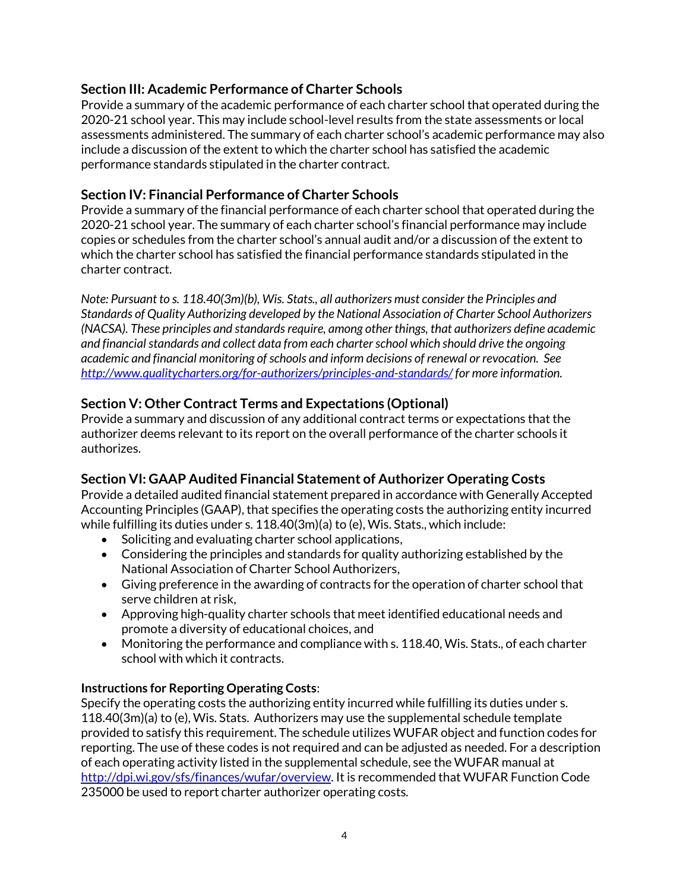## Section III: Academic Performance of Charter Schools

Provide a summary of the academic performance of each charter school that operated during the 2020-21 school year. This may include school-level results from the state assessments or local assessments administered. The summary of each charter school's academic performance may also include a discussion of the extent to which the charter school has satisfied the academic performance standards stipulated in the charter contract.

## Section IV: Financial Performance of Charter Schools

Provide a summary of the financial performance of each charter school that operated during the 2020-21 school year. The summary of each charter school's financial performance may include copies or schedules from the charter school's annual audit and/or a discussion of the extent to which the charter school has satisfied the financial performance standards stipulated in the charter contract.

*Note: Pursuant to s. 118.40(3m)(b), Wis. Stats., all authorizers must consider the Principles and Standards of Quality Authorizing developed by the National Association of Charter School Authorizers (NACSA). These principles and standards require, among other things, that authorizers define academic and financial standards and collect data from each charter school which should drive the ongoing academic and financial monitoring of schools and inform decisions of renewal or revocation. See [http://www.qualitycharters.org/for-authorizers/principles-and-standards/](http://www.qualitycharters.org/for-authorizers/principles-and-standards/) for more information.*

## Section V: Other Contract Terms and Expectations (Optional)

Provide a summary and discussion of any additional contract terms or expectations that the authorizer deems relevant to its report on the overall performance of the charter schools it authorizes.

## Section VI: GAAP Audited Financial Statement of Authorizer Operating Costs

Provide a detailed audited financial statement prepared in accordance with Generally Accepted Accounting Principles (GAAP), that specifies the operating costs the authorizing entity incurred while fulfilling its duties under s. 118.40(3m)(a) to (e), Wis. Stats., which include:

- Soliciting and evaluating charter school applications,
- Considering the principles and standards for quality authorizing established by the National Association of Charter School Authorizers,
- Giving preference in the awarding of contracts for the operation of charter school that serve children at risk,
- Approving high-quality charter schools that meet identified educational needs and promote a diversity of educational choices, and
- Monitoring the performance and compliance with s. 118.40, Wis. Stats., of each charter school with which it contracts.

**Instructions for Reporting Operating Costs**:

Specify the operating costs the authorizing entity incurred while fulfilling its duties under s. 118.40(3m)(a) to (e), Wis. Stats. Authorizers may use the supplemental schedule template provided to satisfy this requirement. The schedule utilizes WUFAR object and function codes for reporting. The use of these codes is not required and can be adjusted as needed. For a description of each operating activity listed in the supplemental schedule, see the WUFAR manual at [http://dpi.wi.gov/sfs/finances/wufar/overview](http://dpi.wi.gov/sfs/finances/wufar/overview). It is recommended that WUFAR Function Code 235000 be used to report charter authorizer operating costs.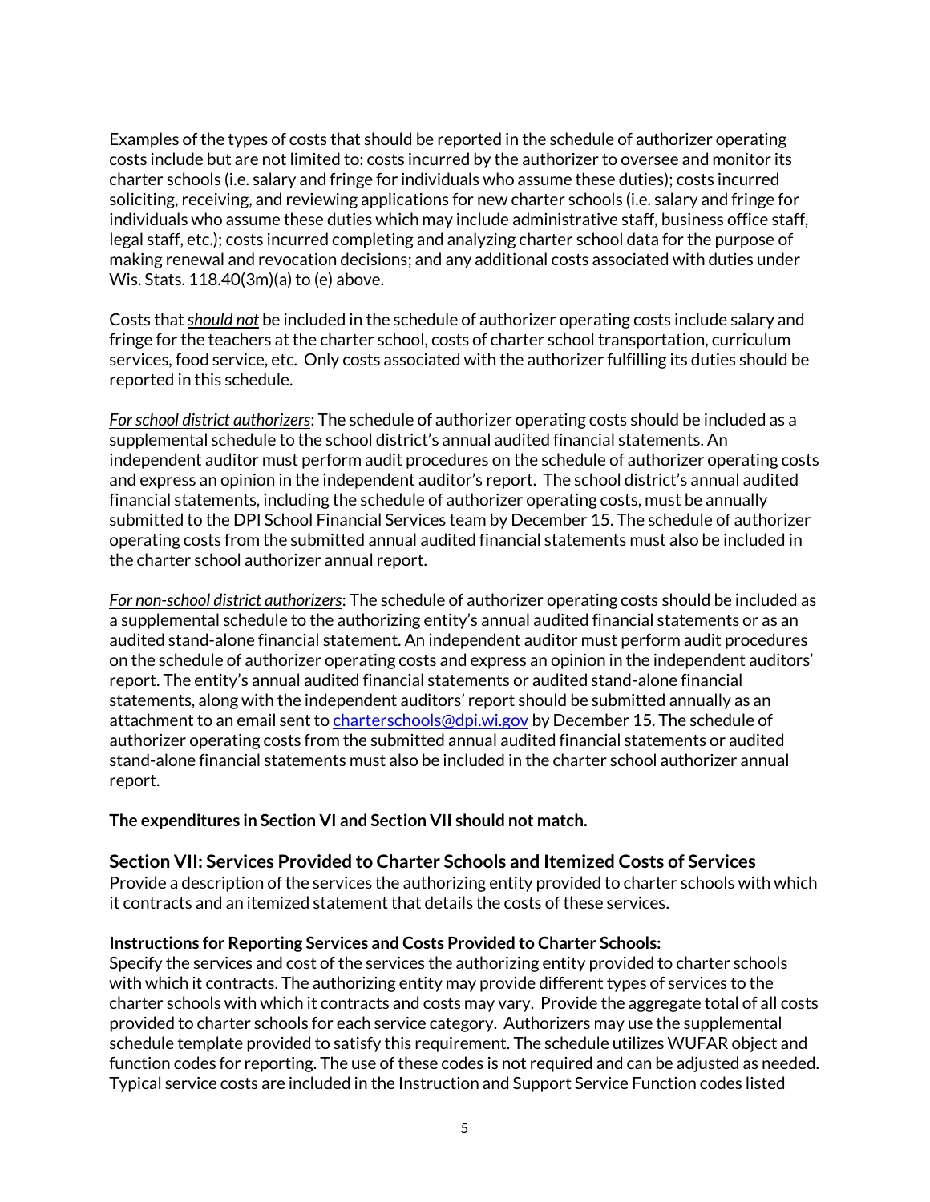Examples of the types of costs that should be reported in the schedule of authorizer operating costs include but are not limited to: costs incurred by the authorizer to oversee and monitor its charter schools (i.e. salary and fringe for individuals who assume these duties); costs incurred soliciting, receiving, and reviewing applications for new charter schools (i.e. salary and fringe for individuals who assume these duties which may include administrative staff, business office staff, legal staff, etc.); costs incurred completing and analyzing charter school data for the purpose of making renewal and revocation decisions; and any additional costs associated with duties under Wis. Stats. 118.40(3m)(a) to (e) above.

Costs that ***should not*** be included in the schedule of authorizer operating costs include salary and fringe for the teachers at the charter school, costs of charter school transportation, curriculum services, food service, etc. Only costs associated with the authorizer fulfilling its duties should be reported in this schedule.

*For school district authorizers*: The schedule of authorizer operating costs should be included as a supplemental schedule to the school district's annual audited financial statements. An independent auditor must perform audit procedures on the schedule of authorizer operating costs and express an opinion in the independent auditor's report. The school district's annual audited financial statements, including the schedule of authorizer operating costs, must be annually submitted to the DPI School Financial Services team by December 15. The schedule of authorizer operating costs from the submitted annual audited financial statements must also be included in the charter school authorizer annual report.

*For non-school district authorizers*: The schedule of authorizer operating costs should be included as a supplemental schedule to the authorizing entity's annual audited financial statements or as an audited stand-alone financial statement. An independent auditor must perform audit procedures on the schedule of authorizer operating costs and express an opinion in the independent auditors' report. The entity's annual audited financial statements or audited stand-alone financial statements, along with the independent auditors' report should be submitted annually as an attachment to an email sent to charterschools@dpi.wi.gov by December 15. The schedule of authorizer operating costs from the submitted annual audited financial statements or audited stand-alone financial statements must also be included in the charter school authorizer annual report.

**The expenditures in Section VI and Section VII should not match.**

## Section VII: Services Provided to Charter Schools and Itemized Costs of Services

Provide a description of the services the authorizing entity provided to charter schools with which it contracts and an itemized statement that details the costs of these services.

**Instructions for Reporting Services and Costs Provided to Charter Schools:**
Specify the services and cost of the services the authorizing entity provided to charter schools with which it contracts. The authorizing entity may provide different types of services to the charter schools with which it contracts and costs may vary. Provide the aggregate total of all costs provided to charter schools for each service category. Authorizers may use the supplemental schedule template provided to satisfy this requirement. The schedule utilizes WUFAR object and function codes for reporting. The use of these codes is not required and can be adjusted as needed. Typical service costs are included in the Instruction and Support Service Function codes listed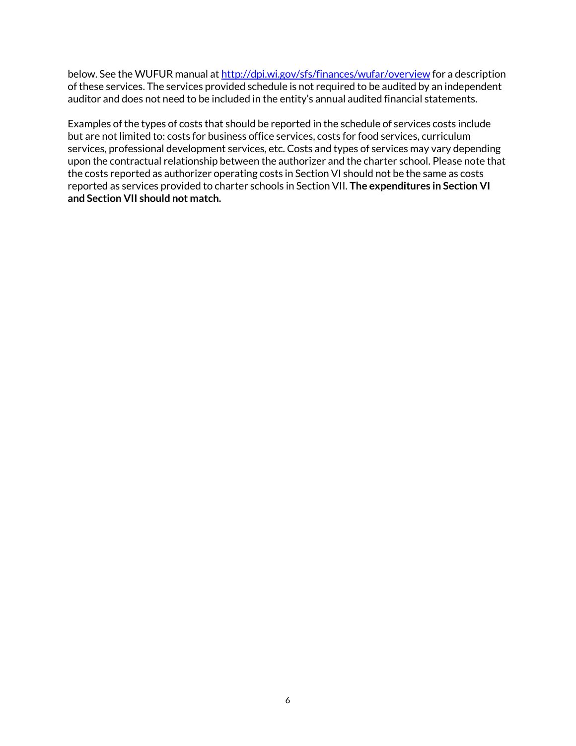below. See the WUFUR manual at [http://dpi.wi.gov/sfs/finances/wufar/overview](http://dpi.wi.gov/sfs/finances/wufar/overview) for a description of these services. The services provided schedule is not required to be audited by an independent auditor and does not need to be included in the entity's annual audited financial statements.

Examples of the types of costs that should be reported in the schedule of services costs include but are not limited to: costs for business office services, costs for food services, curriculum services, professional development services, etc. Costs and types of services may vary depending upon the contractual relationship between the authorizer and the charter school. Please note that the costs reported as authorizer operating costs in Section VI should not be the same as costs reported as services provided to charter schools in Section VII. **The expenditures in Section VI and Section VII should not match.**